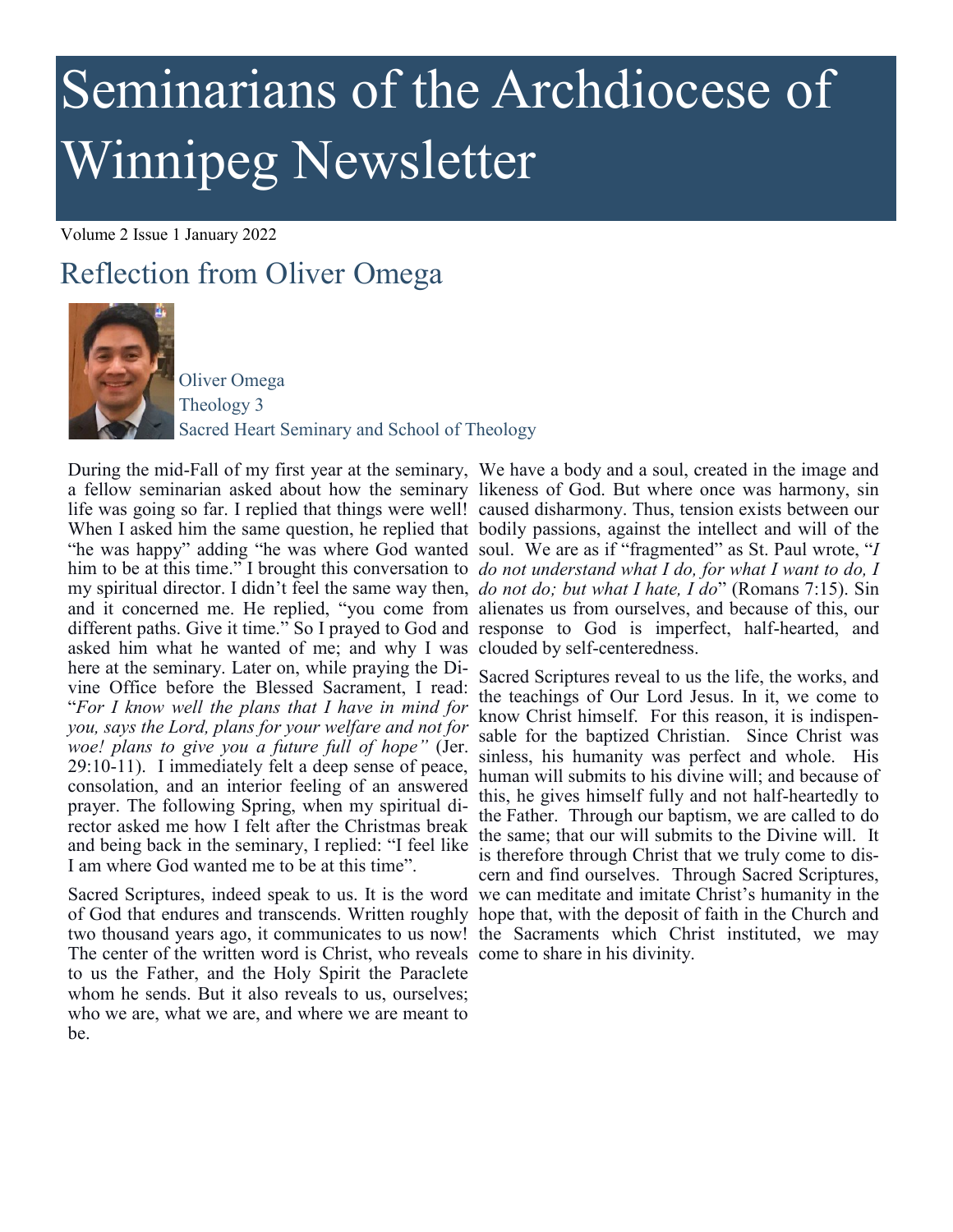# Seminarians of the Archdiocese of Winnipeg Newsletter

Volume 2 Issue 1 January 2022

## Reflection from Oliver Omega

Oliver Omega
Theology 3
Sacred Heart Seminary and School of Theology

During the mid-Fall of my first year at the seminary, a fellow seminarian asked about how the seminary life was going so far. I replied that things were well! When I asked him the same question, he replied that "he was happy" adding "he was where God wanted him to be at this time." I brought this conversation to my spiritual director. I didn't feel the same way then, and it concerned me. He replied, "you come from different paths. Give it time." So I prayed to God and asked him what he wanted of me; and why I was here at the seminary. Later on, while praying the Divine Office before the Blessed Sacrament, I read: "*For I know well the plans that I have in mind for you, says the Lord, plans for your welfare and not for woe! plans to give you a future full of hope"* (Jer. 29:10-11). I immediately felt a deep sense of peace, consolation, and an interior feeling of an answered prayer. The following Spring, when my spiritual director asked me how I felt after the Christmas break and being back in the seminary, I replied: "I feel like I am where God wanted me to be at this time".

Sacred Scriptures, indeed speak to us. It is the word of God that endures and transcends. Written roughly two thousand years ago, it communicates to us now! The center of the written word is Christ, who reveals to us the Father, and the Holy Spirit the Paraclete whom he sends. But it also reveals to us, ourselves; who we are, what we are, and where we are meant to be.

We have a body and a soul, created in the image and likeness of God. But where once was harmony, sin caused disharmony. Thus, tension exists between our bodily passions, against the intellect and will of the soul. We are as if "fragmented" as St. Paul wrote, "*I do not understand what I do, for what I want to do, I do not do; but what I hate, I do*" (Romans 7:15). Sin alienates us from ourselves, and because of this, our response to God is imperfect, half-hearted, and clouded by self-centeredness.

Sacred Scriptures reveal to us the life, the works, and the teachings of Our Lord Jesus. In it, we come to know Christ himself. For this reason, it is indispensable for the baptized Christian. Since Christ was sinless, his humanity was perfect and whole. His human will submits to his divine will; and because of this, he gives himself fully and not half-heartedly to the Father. Through our baptism, we are called to do the same; that our will submits to the Divine will. It is therefore through Christ that we truly come to discern and find ourselves. Through Sacred Scriptures, we can meditate and imitate Christ's humanity in the hope that, with the deposit of faith in the Church and the Sacraments which Christ instituted, we may come to share in his divinity.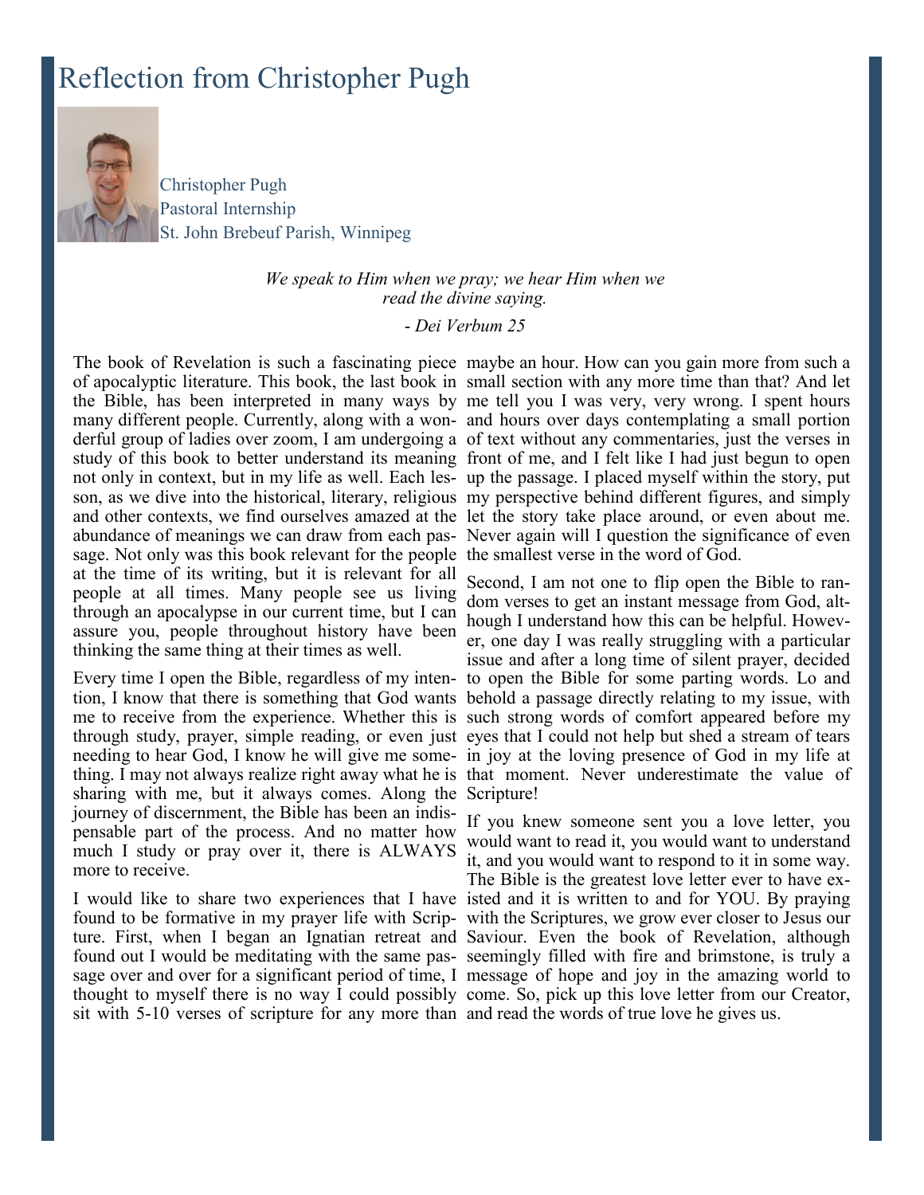# Reflection from Christopher Pugh

Christopher Pugh
Pastoral Internship
St. John Brebeuf Parish, Winnipeg

*We speak to Him when we pray; we hear Him when we read the divine saying.*

*- Dei Verbum 25*

The book of Revelation is such a fascinating piece of apocalyptic literature. This book, the last book in the Bible, has been interpreted in many ways by many different people. Currently, along with a wonderful group of ladies over zoom, I am undergoing a study of this book to better understand its meaning not only in context, but in my life as well. Each lesson, as we dive into the historical, literary, religious and other contexts, we find ourselves amazed at the abundance of meanings we can draw from each passage. Not only was this book relevant for the people at the time of its writing, but it is relevant for all people at all times. Many people see us living through an apocalypse in our current time, but I can assure you, people throughout history have been thinking the same thing at their times as well.

Every time I open the Bible, regardless of my intention, I know that there is something that God wants me to receive from the experience. Whether this is through study, prayer, simple reading, or even just needing to hear God, I know he will give me something. I may not always realize right away what he is sharing with me, but it always comes. Along the journey of discernment, the Bible has been an indispensable part of the process. And no matter how much I study or pray over it, there is ALWAYS more to receive.

I would like to share two experiences that I have found to be formative in my prayer life with Scripture. First, when I began an Ignatian retreat and found out I would be meditating with the same passage over and over for a significant period of time, I thought to myself there is no way I could possibly sit with 5-10 verses of scripture for any more than maybe an hour. How can you gain more from such a small section with any more time than that? And let me tell you I was very, very wrong. I spent hours and hours over days contemplating a small portion of text without any commentaries, just the verses in front of me, and I felt like I had just begun to open up the passage. I placed myself within the story, put my perspective behind different figures, and simply let the story take place around, or even about me. Never again will I question the significance of even the smallest verse in the word of God.

Second, I am not one to flip open the Bible to random verses to get an instant message from God, although I understand how this can be helpful. However, one day I was really struggling with a particular issue and after a long time of silent prayer, decided to open the Bible for some parting words. Lo and behold a passage directly relating to my issue, with such strong words of comfort appeared before my eyes that I could not help but shed a stream of tears in joy at the loving presence of God in my life at that moment. Never underestimate the value of Scripture!

If you knew someone sent you a love letter, you would want to read it, you would want to understand it, and you would want to respond to it in some way. The Bible is the greatest love letter ever to have existed and it is written to and for YOU. By praying with the Scriptures, we grow ever closer to Jesus our Saviour. Even the book of Revelation, although seemingly filled with fire and brimstone, is truly a message of hope and joy in the amazing world to come. So, pick up this love letter from our Creator, and read the words of true love he gives us.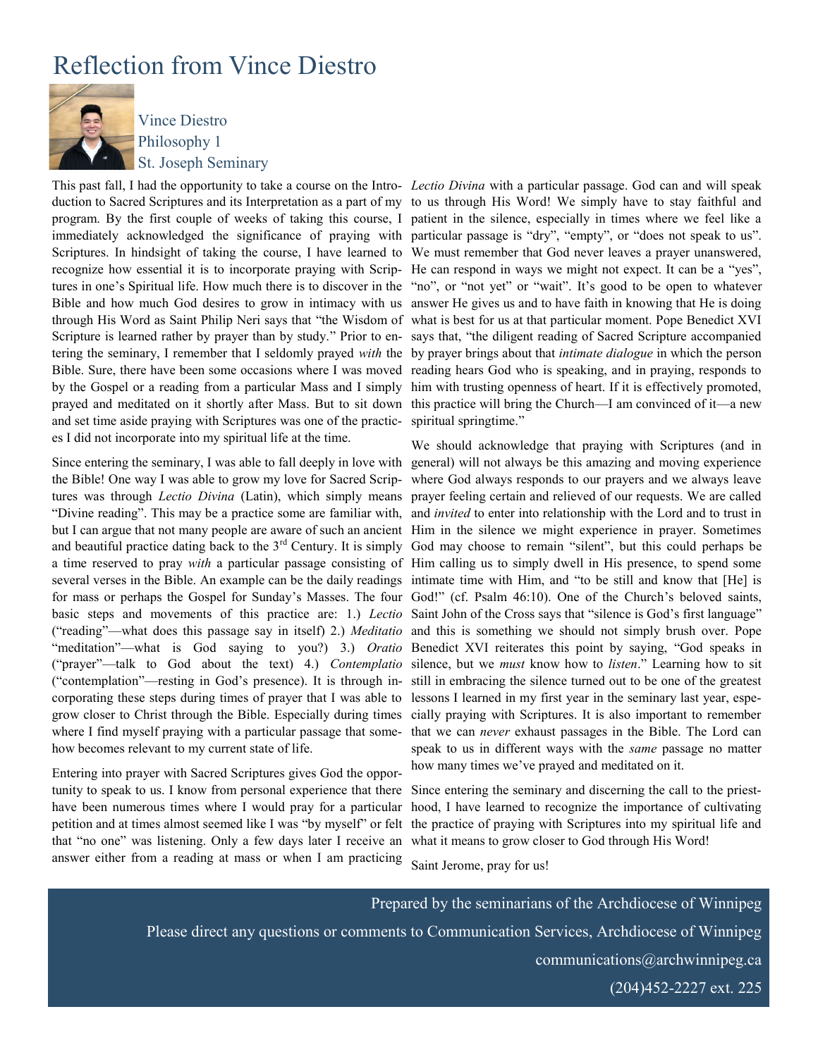# Reflection from Vince Diestro

Vince Diestro
Philosophy 1
St. Joseph Seminary

This past fall, I had the opportunity to take a course on the Introduction to Sacred Scriptures and its Interpretation as a part of my program. By the first couple of weeks of taking this course, I immediately acknowledged the significance of praying with Scriptures. In hindsight of taking the course, I have learned to recognize how essential it is to incorporate praying with Scriptures in one's Spiritual life. How much there is to discover in the Bible and how much God desires to grow in intimacy with us through His Word as Saint Philip Neri says that "the Wisdom of Scripture is learned rather by prayer than by study." Prior to entering the seminary, I remember that I seldomly prayed *with* the Bible. Sure, there have been some occasions where I was moved by the Gospel or a reading from a particular Mass and I simply prayed and meditated on it shortly after Mass. But to sit down and set time aside praying with Scriptures was one of the practices I did not incorporate into my spiritual life at the time.

Since entering the seminary, I was able to fall deeply in love with the Bible! One way I was able to grow my love for Sacred Scriptures was through *Lectio Divina* (Latin), which simply means "Divine reading". This may be a practice some are familiar with, but I can argue that not many people are aware of such an ancient and beautiful practice dating back to the 3rd Century. It is simply a time reserved to pray *with* a particular passage consisting of several verses in the Bible. An example can be the daily readings for mass or perhaps the Gospel for Sunday's Masses. The four basic steps and movements of this practice are: 1.) *Lectio* ("reading"—what does this passage say in itself) 2.) *Meditatio* "meditation"—what is God saying to you?) 3.) *Oratio* ("prayer"—talk to God about the text) 4.) *Contemplatio* ("contemplation"—resting in God's presence). It is through incorporating these steps during times of prayer that I was able to grow closer to Christ through the Bible. Especially during times where I find myself praying with a particular passage that somehow becomes relevant to my current state of life.

Entering into prayer with Sacred Scriptures gives God the opportunity to speak to us. I know from personal experience that there have been numerous times where I would pray for a particular petition and at times almost seemed like I was "by myself" or felt that "no one" was listening. Only a few days later I receive an answer either from a reading at mass or when I am practicing *Lectio Divina* with a particular passage. God can and will speak to us through His Word! We simply have to stay faithful and patient in the silence, especially in times where we feel like a particular passage is "dry", "empty", or "does not speak to us". We must remember that God never leaves a prayer unanswered, He can respond in ways we might not expect. It can be a "yes", "no", or "not yet" or "wait". It's good to be open to whatever answer He gives us and to have faith in knowing that He is doing what is best for us at that particular moment. Pope Benedict XVI says that, "the diligent reading of Sacred Scripture accompanied by prayer brings about that *intimate dialogue* in which the person reading hears God who is speaking, and in praying, responds to him with trusting openness of heart. If it is effectively promoted, this practice will bring the Church—I am convinced of it—a new spiritual springtime."

We should acknowledge that praying with Scriptures (and in general) will not always be this amazing and moving experience where God always responds to our prayers and we always leave prayer feeling certain and relieved of our requests. We are called and *invited* to enter into relationship with the Lord and to trust in Him in the silence we might experience in prayer. Sometimes God may choose to remain "silent", but this could perhaps be Him calling us to simply dwell in His presence, to spend some intimate time with Him, and "to be still and know that [He] is God!" (cf. Psalm 46:10). One of the Church's beloved saints, Saint John of the Cross says that "silence is God's first language" and this is something we should not simply brush over. Pope Benedict XVI reiterates this point by saying, "God speaks in silence, but we *must* know how to *listen*." Learning how to sit still in embracing the silence turned out to be one of the greatest lessons I learned in my first year in the seminary last year, especially praying with Scriptures. It is also important to remember that we can *never* exhaust passages in the Bible. The Lord can speak to us in different ways with the *same* passage no matter how many times we've prayed and meditated on it.

Since entering the seminary and discerning the call to the priesthood, I have learned to recognize the importance of cultivating the practice of praying with Scriptures into my spiritual life and what it means to grow closer to God through His Word!

Saint Jerome, pray for us!

Prepared by the seminarians of the Archdiocese of Winnipeg

Please direct any questions or comments to Communication Services, Archdiocese of Winnipeg

communications@archwinnipeg.ca

(204)452-2227 ext. 225